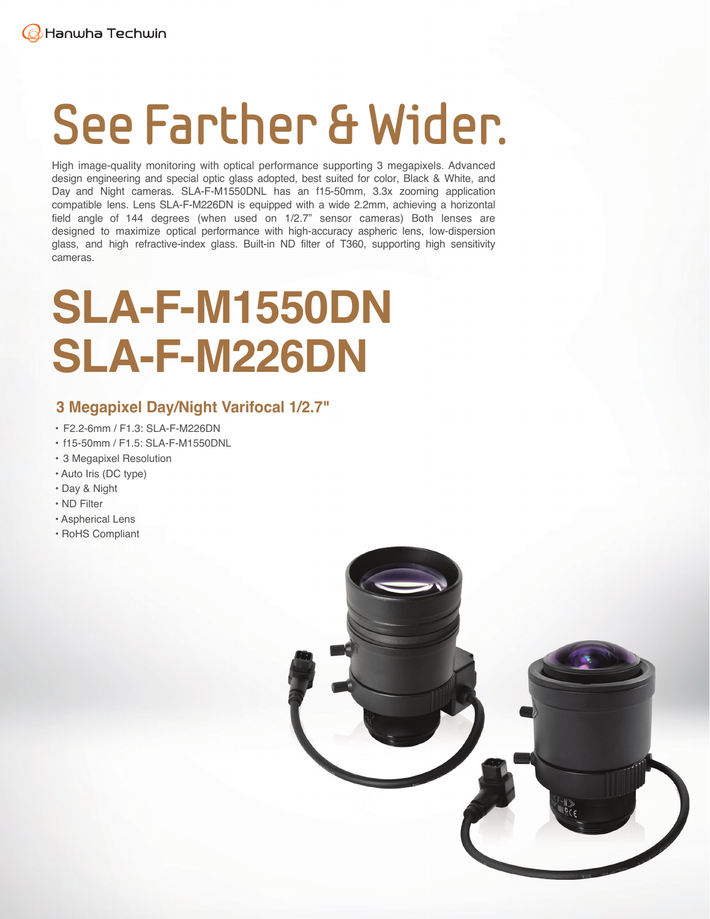Hanwha Techwin

# See Farther & Wider.

High image-quality monitoring with optical performance supporting 3 megapixels. Advanced design engineering and special optic glass adopted, best suited for color, Black & White, and Day and Night cameras. SLA-F-M1550DNL has an f15-50mm, 3.3x zooming application compatible lens. Lens SLA-F-M226DN is equipped with a wide 2.2mm, achieving a horizontal field angle of 144 degrees (when used on 1/2.7" sensor cameras) Both lenses are designed to maximize optical performance with high-accuracy aspheric lens, low-dispersion glass, and high refractive-index glass. Built-in ND filter of T360, supporting high sensitivity cameras.

# SLA-F-M1550DN
# SLA-F-M226DN

## 3 Megapixel Day/Night Varifocal 1/2.7"

- F2.2-6mm / F1.3: SLA-F-M226DN
- f15-50mm / F1.5: SLA-F-M1550DNL
- 3 Megapixel Resolution
- Auto Iris (DC type)
- Day & Night
- ND Filter
- Aspherical Lens
- RoHS Compliant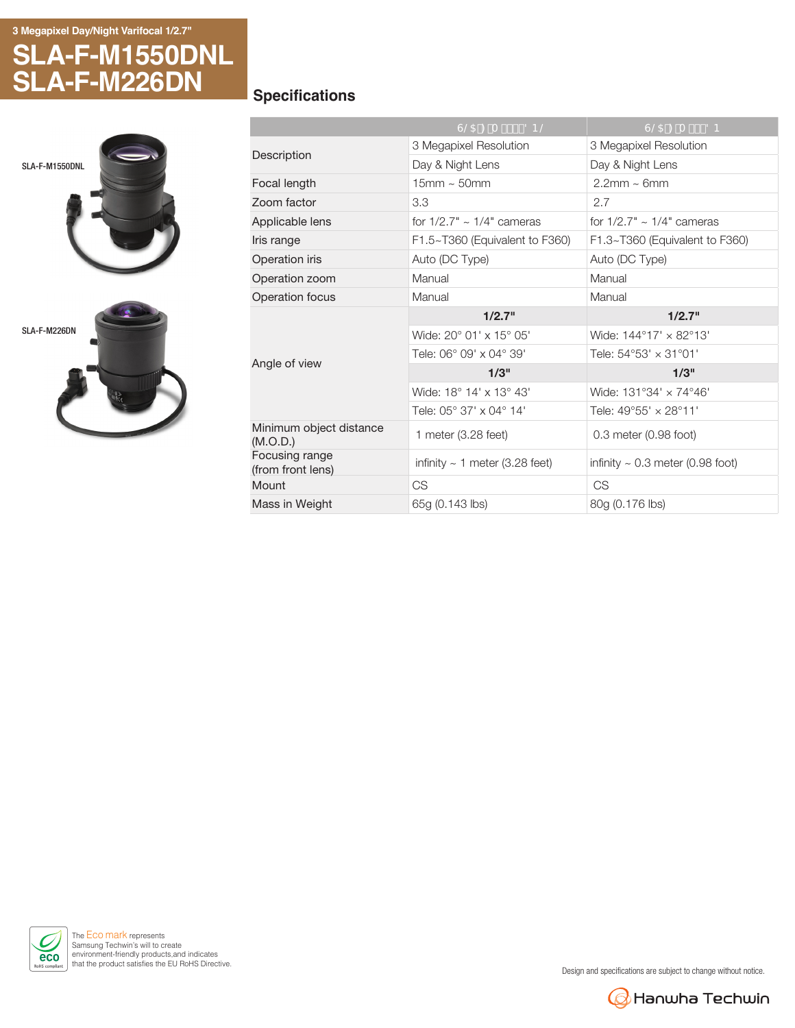3 Megapixel Day/Night Varifocal 1/2.7"

# SLA-F-M1550DNL
# SLA-F-M226DN

SLA-F-M1550DNL

SLA-F-M226DN

## Specifications

| | 6/ $㸝 ㇐0 ㇐㇐㇐' 1/ | 6/ $㸝 ㇐0 ㇐㇐' 1 |
|---|---|---|
| Description | 3 Megapixel Resolution | 3 Megapixel Resolution |
| | Day & Night Lens | Day & Night Lens |
| Focal length | 15mm ~ 50mm | 2.2mm ~ 6mm |
| Zoom factor | 3.3 | 2.7 |
| Applicable lens | for 1/2.7" ~ 1/4" cameras | for 1/2.7" ~ 1/4" cameras |
| Iris range | F1.5~T360 (Equivalent to F360) | F1.3~T360 (Equivalent to F360) |
| Operation iris | Auto (DC Type) | Auto (DC Type) |
| Operation zoom | Manual | Manual |
| Operation focus | Manual | Manual |
| Angle of view | **1/2.7"** | **1/2.7"** |
| | Wide: 20° 01' x 15° 05' | Wide: 144°17' × 82°13' |
| | Tele: 06° 09' x 04° 39' | Tele: 54°53' × 31°01' |
| | **1/3"** | **1/3"** |
| | Wide: 18° 14' x 13° 43' | Wide: 131°34' × 74°46' |
| | Tele: 05° 37' x 04° 14' | Tele: 49°55' × 28°11' |
| Minimum object distance (M.O.D.) | 1 meter (3.28 feet) | 0.3 meter (0.98 foot) |
| Focusing range (from front lens) | infinity ~ 1 meter (3.28 feet) | infinity ~ 0.3 meter (0.98 foot) |
| Mount | CS | CS |
| Mass in Weight | 65g (0.143 lbs) | 80g (0.176 lbs) |

eco RoHS compliant

The Eco mark represents Samsung Techwin's will to create environment-friendly products,and indicates that the product satisfies the EU RoHS Directive.

Design and specifications are subject to change without notice.

Hanwha Techwin